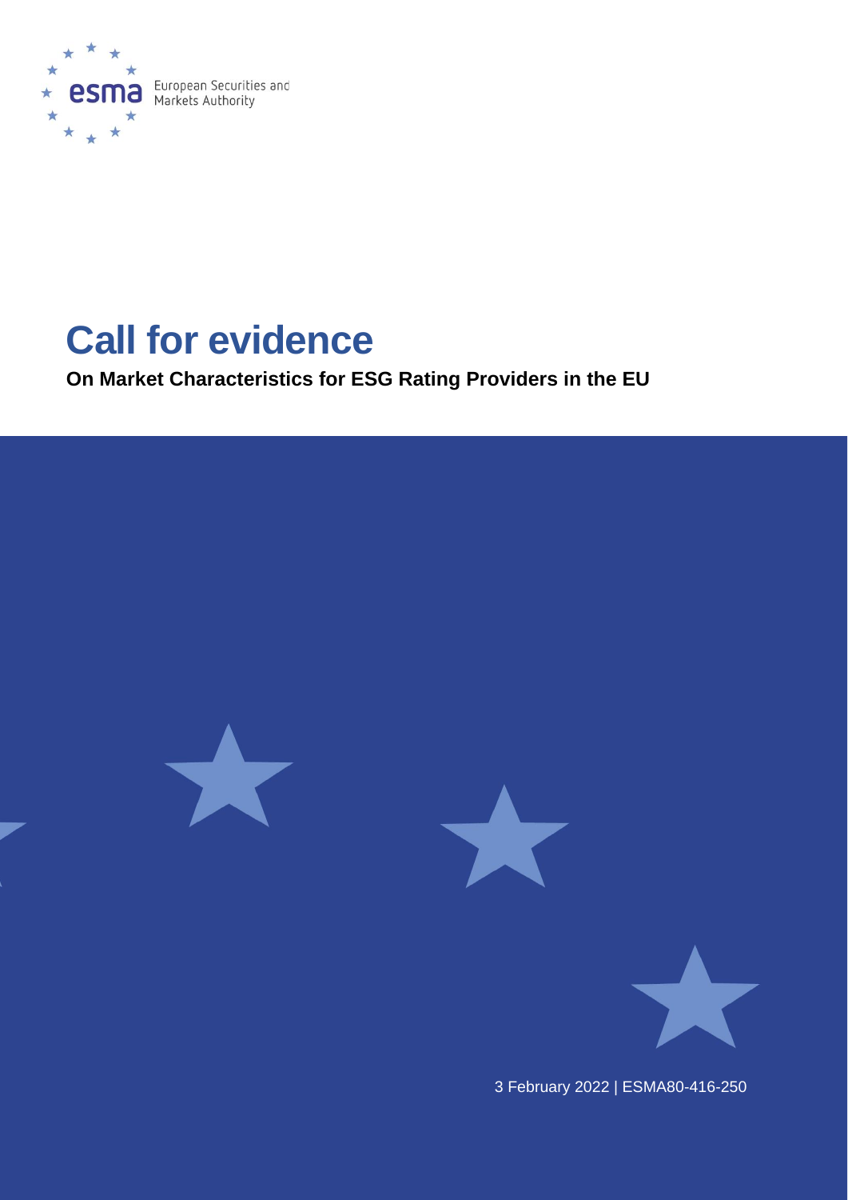European Securities and Markets Authority

# Call for evidence

**On Market Characteristics for ESG Rating Providers in the EU**

3 February 2022 | ESMA80-416-250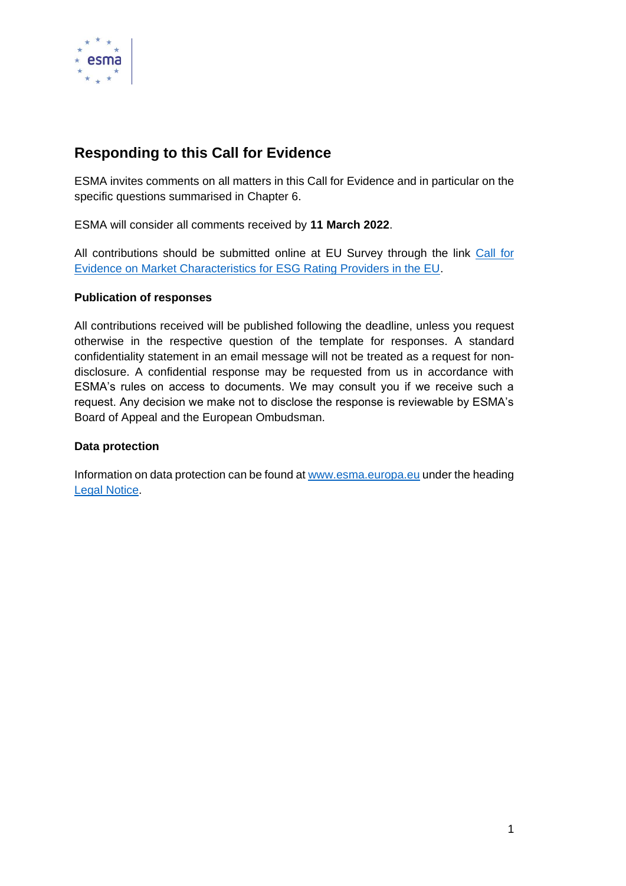## Responding to this Call for Evidence

ESMA invites comments on all matters in this Call for Evidence and in particular on the specific questions summarised in Chapter 6.

ESMA will consider all comments received by **11 March 2022**.

All contributions should be submitted online at EU Survey through the link [Call for Evidence on Market Characteristics for ESG Rating Providers in the EU](Call for Evidence on Market Characteristics for ESG Rating Providers in the EU).

### Publication of responses

All contributions received will be published following the deadline, unless you request otherwise in the respective question of the template for responses. A standard confidentiality statement in an email message will not be treated as a request for non-disclosure. A confidential response may be requested from us in accordance with ESMA's rules on access to documents. We may consult you if we receive such a request. Any decision we make not to disclose the response is reviewable by ESMA's Board of Appeal and the European Ombudsman.

### Data protection

Information on data protection can be found at [www.esma.europa.eu](www.esma.europa.eu) under the heading [Legal Notice](Legal Notice).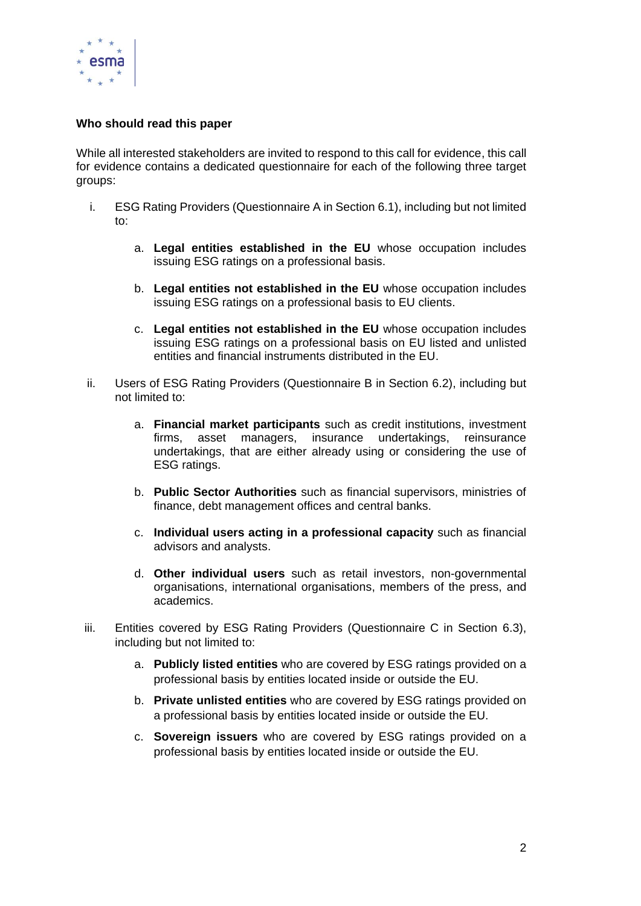**Who should read this paper**

While all interested stakeholders are invited to respond to this call for evidence, this call for evidence contains a dedicated questionnaire for each of the following three target groups:

i. ESG Rating Providers (Questionnaire A in Section 6.1), including but not limited to:

   a. **Legal entities established in the EU** whose occupation includes issuing ESG ratings on a professional basis.

   b. **Legal entities not established in the EU** whose occupation includes issuing ESG ratings on a professional basis to EU clients.

   c. **Legal entities not established in the EU** whose occupation includes issuing ESG ratings on a professional basis on EU listed and unlisted entities and financial instruments distributed in the EU.

ii. Users of ESG Rating Providers (Questionnaire B in Section 6.2), including but not limited to:

   a. **Financial market participants** such as credit institutions, investment firms, asset managers, insurance undertakings, reinsurance undertakings, that are either already using or considering the use of ESG ratings.

   b. **Public Sector Authorities** such as financial supervisors, ministries of finance, debt management offices and central banks.

   c. **Individual users acting in a professional capacity** such as financial advisors and analysts.

   d. **Other individual users** such as retail investors, non-governmental organisations, international organisations, members of the press, and academics.

iii. Entities covered by ESG Rating Providers (Questionnaire C in Section 6.3), including but not limited to:

   a. **Publicly listed entities** who are covered by ESG ratings provided on a professional basis by entities located inside or outside the EU.

   b. **Private unlisted entities** who are covered by ESG ratings provided on a professional basis by entities located inside or outside the EU.

   c. **Sovereign issuers** who are covered by ESG ratings provided on a professional basis by entities located inside or outside the EU.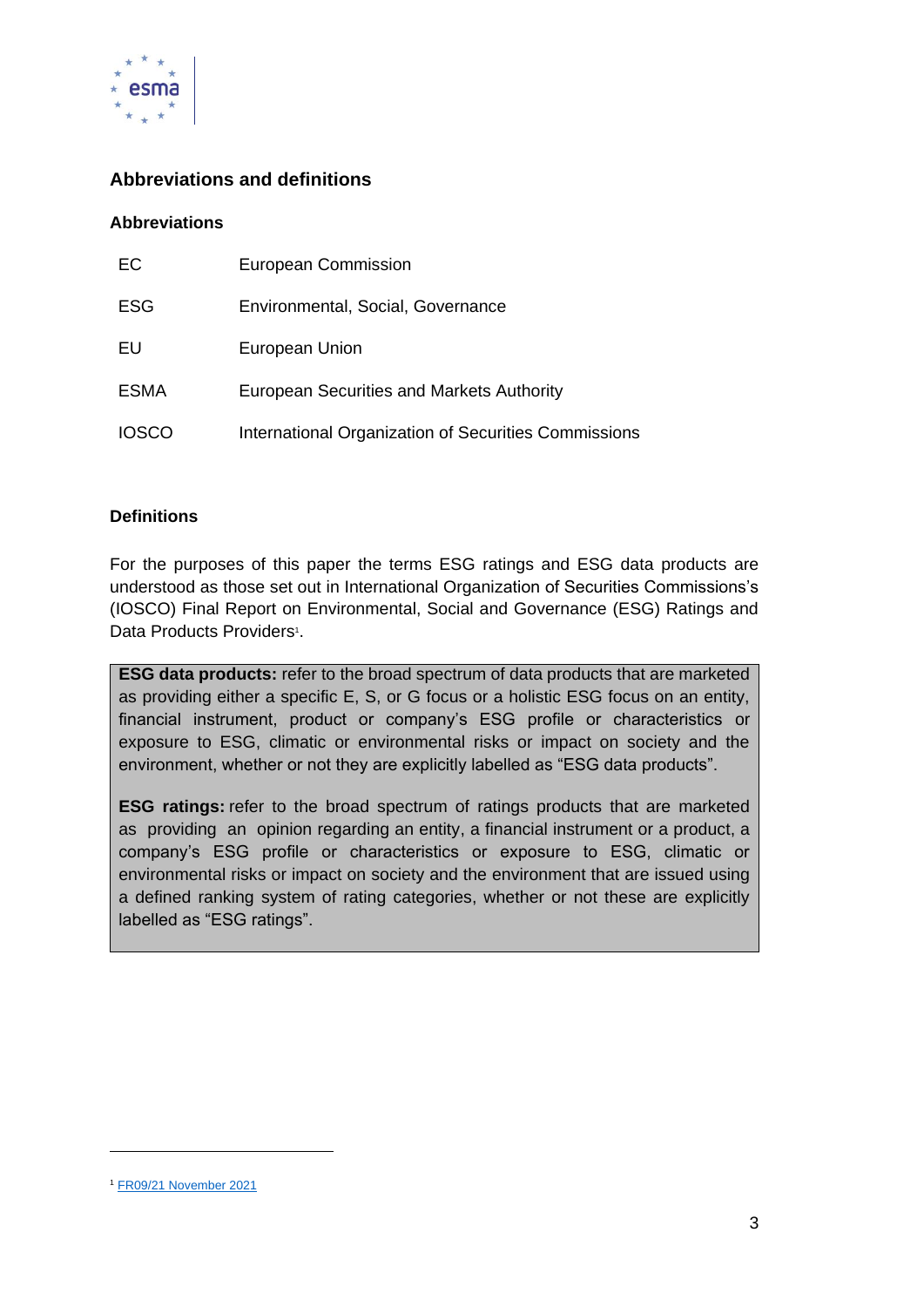## Abbreviations and definitions

### Abbreviations

| | |
|---|---|
| EC | European Commission |
| ESG | Environmental, Social, Governance |
| EU | European Union |
| ESMA | European Securities and Markets Authority |
| IOSCO | International Organization of Securities Commissions |

### Definitions

For the purposes of this paper the terms ESG ratings and ESG data products are understood as those set out in International Organization of Securities Commissions's (IOSCO) Final Report on Environmental, Social and Governance (ESG) Ratings and Data Products Providers[1].

> **ESG data products:** refer to the broad spectrum of data products that are marketed as providing either a specific E, S, or G focus or a holistic ESG focus on an entity, financial instrument, product or company's ESG profile or characteristics or exposure to ESG, climatic or environmental risks or impact on society and the environment, whether or not they are explicitly labelled as "ESG data products".
>
> **ESG ratings:** refer to the broad spectrum of ratings products that are marketed as providing an opinion regarding an entity, a financial instrument or a product, a company's ESG profile or characteristics or exposure to ESG, climatic or environmental risks or impact on society and the environment that are issued using a defined ranking system of rating categories, whether or not these are explicitly labelled as "ESG ratings".

[1] FR09/21 November 2021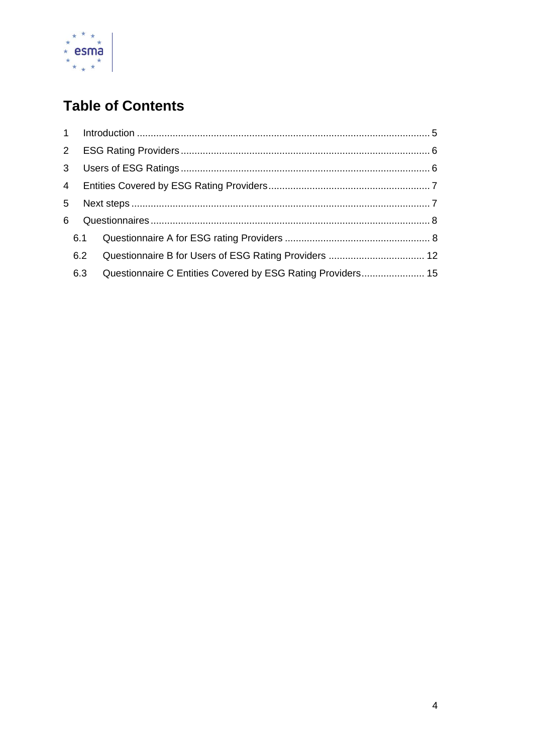# Table of Contents

1 Introduction .......................................................................................................... 5

2 ESG Rating Providers .......................................................................................... 6

3 Users of ESG Ratings .......................................................................................... 6

4 Entities Covered by ESG Rating Providers .......................................................... 7

5 Next steps ............................................................................................................ 7

6 Questionnaires ..................................................................................................... 8

6.1 Questionnaire A for ESG rating Providers ..................................................... 8

6.2 Questionnaire B for Users of ESG Rating Providers .................................... 12

6.3 Questionnaire C Entities Covered by ESG Rating Providers....................... 15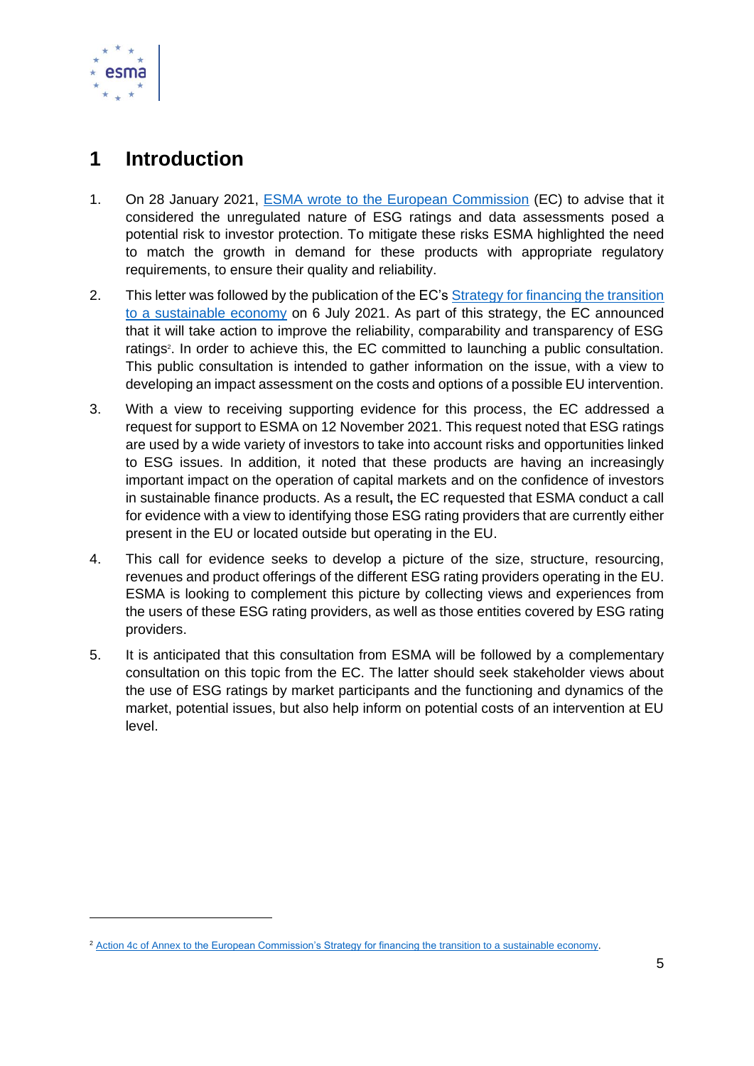# 1 Introduction

1. On 28 January 2021, ESMA wrote to the European Commission (EC) to advise that it considered the unregulated nature of ESG ratings and data assessments posed a potential risk to investor protection. To mitigate these risks ESMA highlighted the need to match the growth in demand for these products with appropriate regulatory requirements, to ensure their quality and reliability.

2. This letter was followed by the publication of the EC's Strategy for financing the transition to a sustainable economy on 6 July 2021. As part of this strategy, the EC announced that it will take action to improve the reliability, comparability and transparency of ESG ratings[2]. In order to achieve this, the EC committed to launching a public consultation. This public consultation is intended to gather information on the issue, with a view to developing an impact assessment on the costs and options of a possible EU intervention.

3. With a view to receiving supporting evidence for this process, the EC addressed a request for support to ESMA on 12 November 2021. This request noted that ESG ratings are used by a wide variety of investors to take into account risks and opportunities linked to ESG issues. In addition, it noted that these products are having an increasingly important impact on the operation of capital markets and on the confidence of investors in sustainable finance products. As a result**,** the EC requested that ESMA conduct a call for evidence with a view to identifying those ESG rating providers that are currently either present in the EU or located outside but operating in the EU.

4. This call for evidence seeks to develop a picture of the size, structure, resourcing, revenues and product offerings of the different ESG rating providers operating in the EU. ESMA is looking to complement this picture by collecting views and experiences from the users of these ESG rating providers, as well as those entities covered by ESG rating providers.

5. It is anticipated that this consultation from ESMA will be followed by a complementary consultation on this topic from the EC. The latter should seek stakeholder views about the use of ESG ratings by market participants and the functioning and dynamics of the market, potential issues, but also help inform on potential costs of an intervention at EU level.

---

[2] Action 4c of Annex to the European Commission's Strategy for financing the transition to a sustainable economy.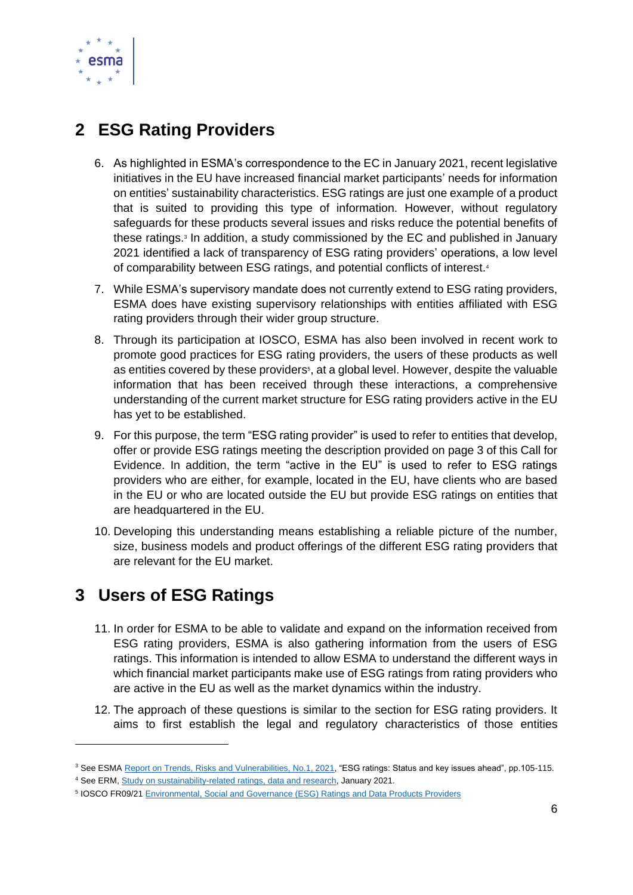## 2 ESG Rating Providers

6. As highlighted in ESMA's correspondence to the EC in January 2021, recent legislative initiatives in the EU have increased financial market participants' needs for information on entities' sustainability characteristics. ESG ratings are just one example of a product that is suited to providing this type of information. However, without regulatory safeguards for these products several issues and risks reduce the potential benefits of these ratings.[3] In addition, a study commissioned by the EC and published in January 2021 identified a lack of transparency of ESG rating providers' operations, a low level of comparability between ESG ratings, and potential conflicts of interest.[4]

7. While ESMA's supervisory mandate does not currently extend to ESG rating providers, ESMA does have existing supervisory relationships with entities affiliated with ESG rating providers through their wider group structure.

8. Through its participation at IOSCO, ESMA has also been involved in recent work to promote good practices for ESG rating providers, the users of these products as well as entities covered by these providers[5], at a global level. However, despite the valuable information that has been received through these interactions, a comprehensive understanding of the current market structure for ESG rating providers active in the EU has yet to be established.

9. For this purpose, the term "ESG rating provider" is used to refer to entities that develop, offer or provide ESG ratings meeting the description provided on page 3 of this Call for Evidence. In addition, the term "active in the EU" is used to refer to ESG ratings providers who are either, for example, located in the EU, have clients who are based in the EU or who are located outside the EU but provide ESG ratings on entities that are headquartered in the EU.

10. Developing this understanding means establishing a reliable picture of the number, size, business models and product offerings of the different ESG rating providers that are relevant for the EU market.

## 3 Users of ESG Ratings

11. In order for ESMA to be able to validate and expand on the information received from ESG rating providers, ESMA is also gathering information from the users of ESG ratings. This information is intended to allow ESMA to understand the different ways in which financial market participants make use of ESG ratings from rating providers who are active in the EU as well as the market dynamics within the industry.

12. The approach of these questions is similar to the section for ESG rating providers. It aims to first establish the legal and regulatory characteristics of those entities

---

[3] See ESMA Report on Trends, Risks and Vulnerabilities, No.1, 2021, "ESG ratings: Status and key issues ahead", pp.105-115.

[4] See ERM, Study on sustainability-related ratings, data and research, January 2021.

[5] IOSCO FR09/21 Environmental, Social and Governance (ESG) Ratings and Data Products Providers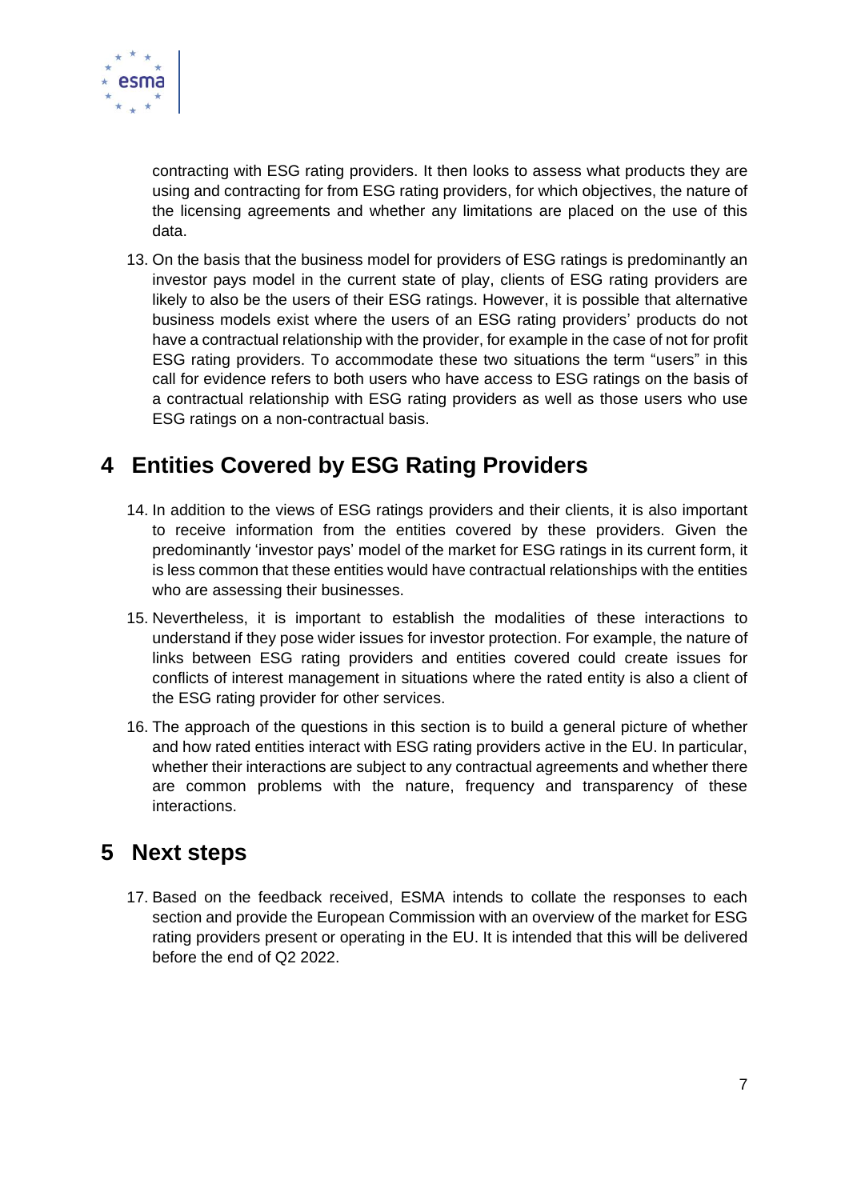contracting with ESG rating providers. It then looks to assess what products they are using and contracting for from ESG rating providers, for which objectives, the nature of the licensing agreements and whether any limitations are placed on the use of this data.

13. On the basis that the business model for providers of ESG ratings is predominantly an investor pays model in the current state of play, clients of ESG rating providers are likely to also be the users of their ESG ratings. However, it is possible that alternative business models exist where the users of an ESG rating providers' products do not have a contractual relationship with the provider, for example in the case of not for profit ESG rating providers. To accommodate these two situations the term "users" in this call for evidence refers to both users who have access to ESG ratings on the basis of a contractual relationship with ESG rating providers as well as those users who use ESG ratings on a non-contractual basis.

# 4 Entities Covered by ESG Rating Providers

14. In addition to the views of ESG ratings providers and their clients, it is also important to receive information from the entities covered by these providers. Given the predominantly 'investor pays' model of the market for ESG ratings in its current form, it is less common that these entities would have contractual relationships with the entities who are assessing their businesses.

15. Nevertheless, it is important to establish the modalities of these interactions to understand if they pose wider issues for investor protection. For example, the nature of links between ESG rating providers and entities covered could create issues for conflicts of interest management in situations where the rated entity is also a client of the ESG rating provider for other services.

16. The approach of the questions in this section is to build a general picture of whether and how rated entities interact with ESG rating providers active in the EU. In particular, whether their interactions are subject to any contractual agreements and whether there are common problems with the nature, frequency and transparency of these interactions.

# 5 Next steps

17. Based on the feedback received, ESMA intends to collate the responses to each section and provide the European Commission with an overview of the market for ESG rating providers present or operating in the EU. It is intended that this will be delivered before the end of Q2 2022.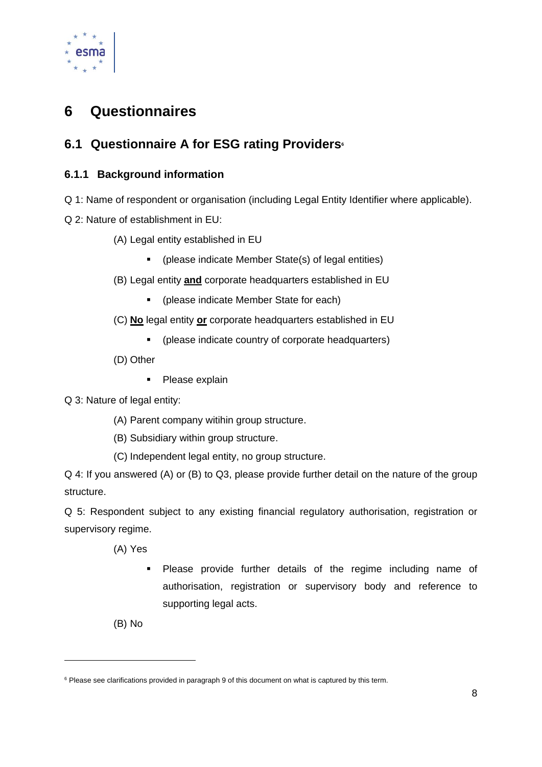# 6 Questionnaires

## 6.1 Questionnaire A for ESG rating Providers[6]

### 6.1.1 Background information

Q 1: Name of respondent or organisation (including Legal Entity Identifier where applicable).

Q 2: Nature of establishment in EU:

(A) Legal entity established in EU

- (please indicate Member State(s) of legal entities)

(B) Legal entity **and** corporate headquarters established in EU

- (please indicate Member State for each)

(C) **No** legal entity **or** corporate headquarters established in EU

- (please indicate country of corporate headquarters)

(D) Other

- Please explain

Q 3: Nature of legal entity:

(A) Parent company witihin group structure.

(B) Subsidiary within group structure.

(C) Independent legal entity, no group structure.

Q 4: If you answered (A) or (B) to Q3, please provide further detail on the nature of the group structure.

Q 5: Respondent subject to any existing financial regulatory authorisation, registration or supervisory regime.

(A) Yes

- Please provide further details of the regime including name of authorisation, registration or supervisory body and reference to supporting legal acts.

(B) No

[6] Please see clarifications provided in paragraph 9 of this document on what is captured by this term.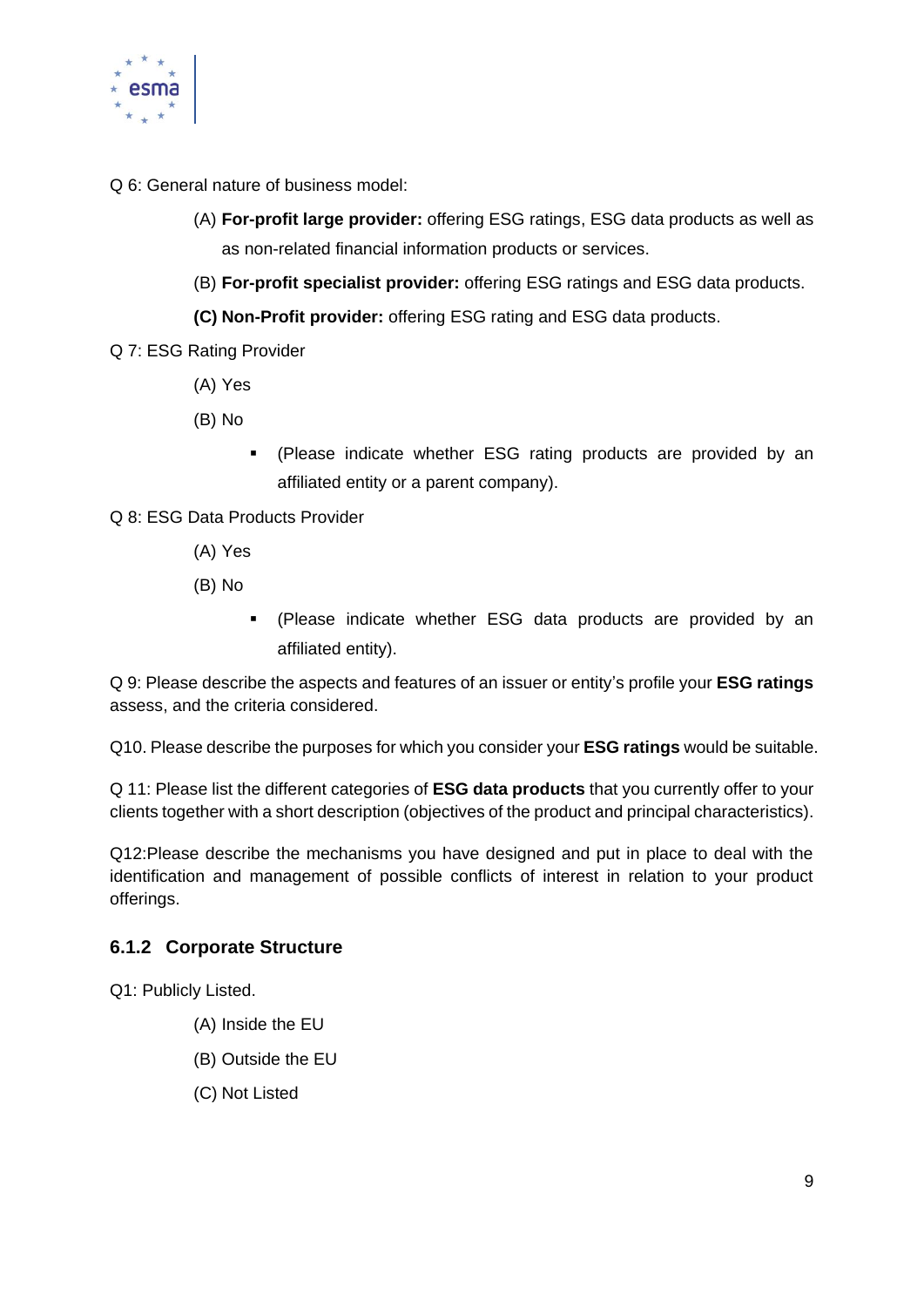Q 6: General nature of business model:

(A) **For-profit large provider:** offering ESG ratings, ESG data products as well as as non-related financial information products or services.

(B) **For-profit specialist provider:** offering ESG ratings and ESG data products.

**(C) Non-Profit provider:** offering ESG rating and ESG data products.

Q 7: ESG Rating Provider

(A) Yes

(B) No

- (Please indicate whether ESG rating products are provided by an affiliated entity or a parent company).

Q 8: ESG Data Products Provider

(A) Yes

(B) No

- (Please indicate whether ESG data products are provided by an affiliated entity).

Q 9: Please describe the aspects and features of an issuer or entity's profile your **ESG ratings** assess, and the criteria considered.

Q10. Please describe the purposes for which you consider your **ESG ratings** would be suitable.

Q 11: Please list the different categories of **ESG data products** that you currently offer to your clients together with a short description (objectives of the product and principal characteristics).

Q12:Please describe the mechanisms you have designed and put in place to deal with the identification and management of possible conflicts of interest in relation to your product offerings.

### 6.1.2 Corporate Structure

Q1: Publicly Listed.

(A) Inside the EU

(B) Outside the EU

(C) Not Listed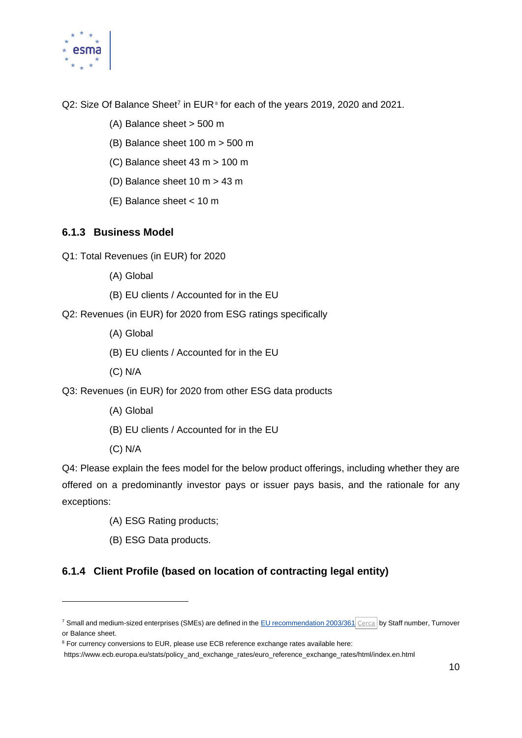Q2: Size Of Balance Sheet[7] in EUR[8] for each of the years 2019, 2020 and 2021.

(A) Balance sheet > 500 m

(B) Balance sheet 100 m > 500 m

(C) Balance sheet 43 m > 100 m

(D) Balance sheet 10 m > 43 m

(E) Balance sheet < 10 m

### 6.1.3 Business Model

Q1: Total Revenues (in EUR) for 2020

(A) Global

(B) EU clients / Accounted for in the EU

Q2: Revenues (in EUR) for 2020 from ESG ratings specifically

(A) Global

(B) EU clients / Accounted for in the EU

(C) N/A

Q3: Revenues (in EUR) for 2020 from other ESG data products

(A) Global

(B) EU clients / Accounted for in the EU

(C) N/A

Q4: Please explain the fees model for the below product offerings, including whether they are offered on a predominantly investor pays or issuer pays basis, and the rationale for any exceptions:

(A) ESG Rating products;

(B) ESG Data products.

### 6.1.4 Client Profile (based on location of contracting legal entity)

---

[7] Small and medium-sized enterprises (SMEs) are defined in the EU recommendation 2003/361 Cerca by Staff number, Turnover or Balance sheet.

[8] For currency conversions to EUR, please use ECB reference exchange rates available here: https://www.ecb.europa.eu/stats/policy_and_exchange_rates/euro_reference_exchange_rates/html/index.en.html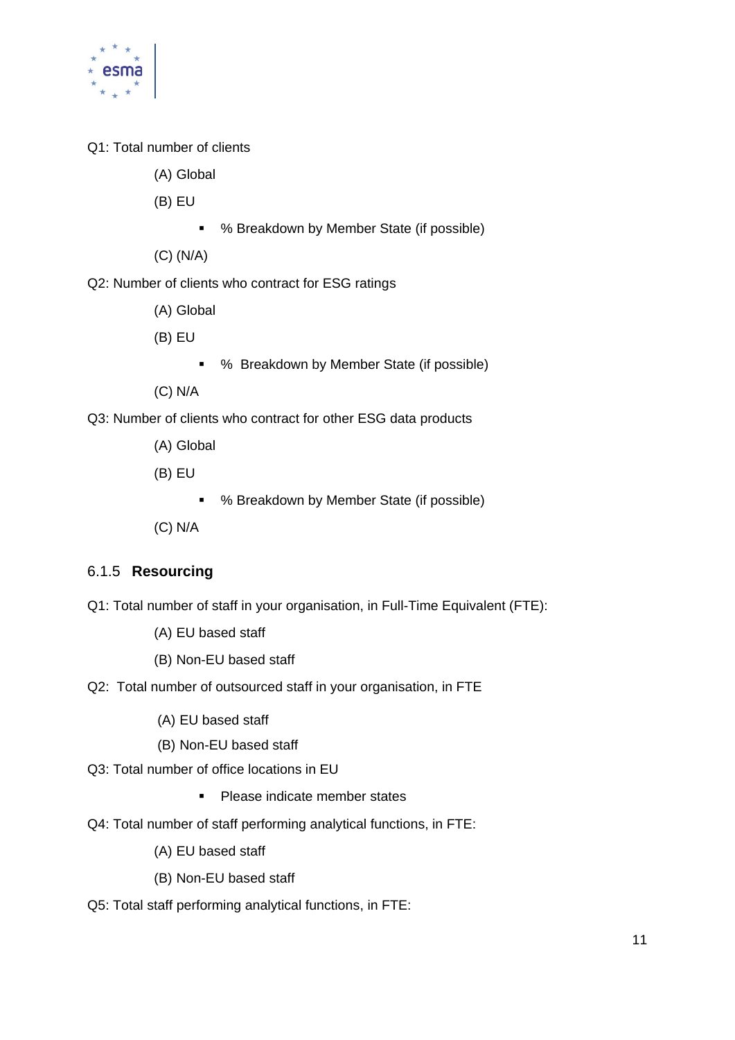Q1: Total number of clients

(A) Global

(B) EU

- % Breakdown by Member State (if possible)

(C) (N/A)

Q2: Number of clients who contract for ESG ratings

(A) Global

(B) EU

- % Breakdown by Member State (if possible)

(C) N/A

Q3: Number of clients who contract for other ESG data products

(A) Global

(B) EU

- % Breakdown by Member State (if possible)

(C) N/A

### 6.1.5 **Resourcing**

Q1: Total number of staff in your organisation, in Full-Time Equivalent (FTE):

(A) EU based staff

(B) Non-EU based staff

Q2: Total number of outsourced staff in your organisation, in FTE

(A) EU based staff

(B) Non-EU based staff

Q3: Total number of office locations in EU

- Please indicate member states

Q4: Total number of staff performing analytical functions, in FTE:

(A) EU based staff

(B) Non-EU based staff

Q5: Total staff performing analytical functions, in FTE: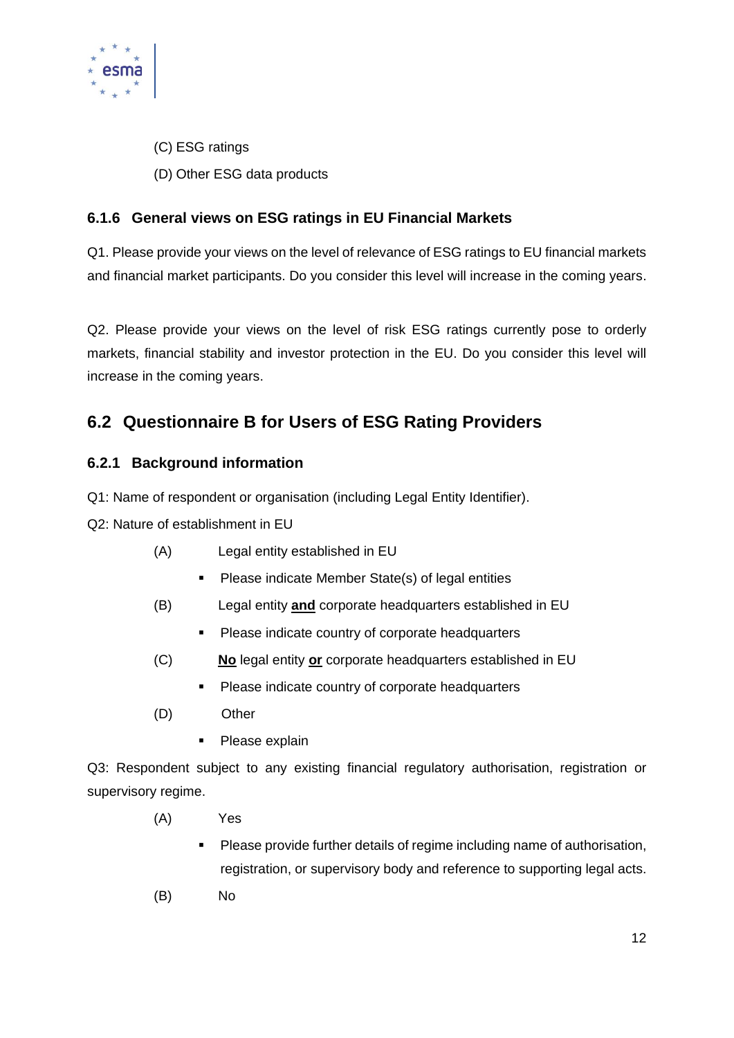(C) ESG ratings

(D) Other ESG data products

### 6.1.6 General views on ESG ratings in EU Financial Markets

Q1. Please provide your views on the level of relevance of ESG ratings to EU financial markets and financial market participants. Do you consider this level will increase in the coming years.

Q2. Please provide your views on the level of risk ESG ratings currently pose to orderly markets, financial stability and investor protection in the EU. Do you consider this level will increase in the coming years.

## 6.2 Questionnaire B for Users of ESG Rating Providers

### 6.2.1 Background information

Q1: Name of respondent or organisation (including Legal Entity Identifier).

Q2: Nature of establishment in EU

(A) Legal entity established in EU

- Please indicate Member State(s) of legal entities

(B) Legal entity **and** corporate headquarters established in EU

- Please indicate country of corporate headquarters

(C) **No** legal entity **or** corporate headquarters established in EU

- Please indicate country of corporate headquarters

(D) Other

- Please explain

Q3: Respondent subject to any existing financial regulatory authorisation, registration or supervisory regime.

(A) Yes

- Please provide further details of regime including name of authorisation, registration, or supervisory body and reference to supporting legal acts.

(B) No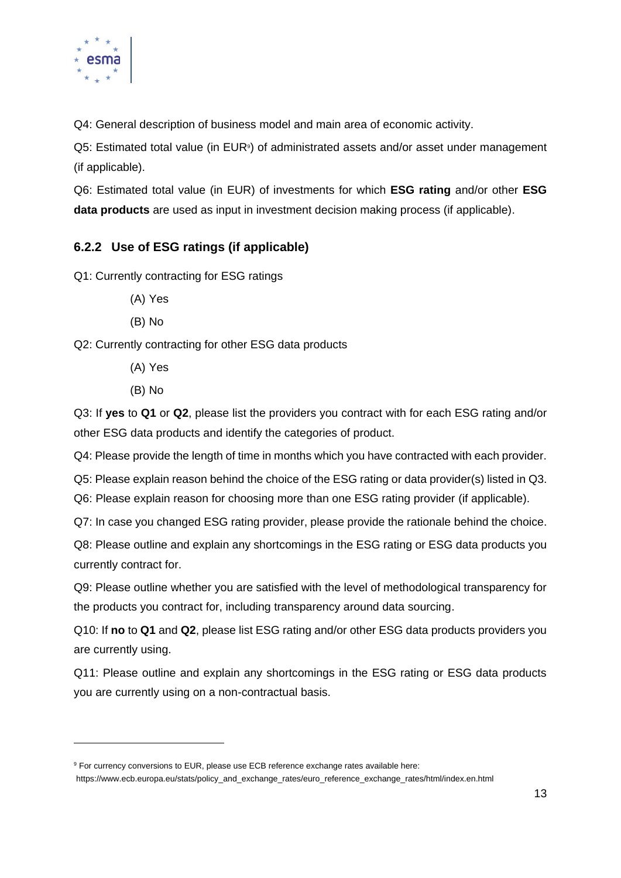Q4: General description of business model and main area of economic activity.

Q5: Estimated total value (in EUR[9]) of administrated assets and/or asset under management (if applicable).

Q6: Estimated total value (in EUR) of investments for which **ESG rating** and/or other **ESG data products** are used as input in investment decision making process (if applicable).

### 6.2.2 Use of ESG ratings (if applicable)

Q1: Currently contracting for ESG ratings

(A) Yes

(B) No

Q2: Currently contracting for other ESG data products

(A) Yes

(B) No

Q3: If **yes** to **Q1** or **Q2**, please list the providers you contract with for each ESG rating and/or other ESG data products and identify the categories of product.

Q4: Please provide the length of time in months which you have contracted with each provider.

Q5: Please explain reason behind the choice of the ESG rating or data provider(s) listed in Q3.

Q6: Please explain reason for choosing more than one ESG rating provider (if applicable).

Q7: In case you changed ESG rating provider, please provide the rationale behind the choice.

Q8: Please outline and explain any shortcomings in the ESG rating or ESG data products you currently contract for.

Q9: Please outline whether you are satisfied with the level of methodological transparency for the products you contract for, including transparency around data sourcing.

Q10: If **no** to **Q1** and **Q2**, please list ESG rating and/or other ESG data products providers you are currently using.

Q11: Please outline and explain any shortcomings in the ESG rating or ESG data products you are currently using on a non-contractual basis.

---

[9] For currency conversions to EUR, please use ECB reference exchange rates available here: https://www.ecb.europa.eu/stats/policy_and_exchange_rates/euro_reference_exchange_rates/html/index.en.html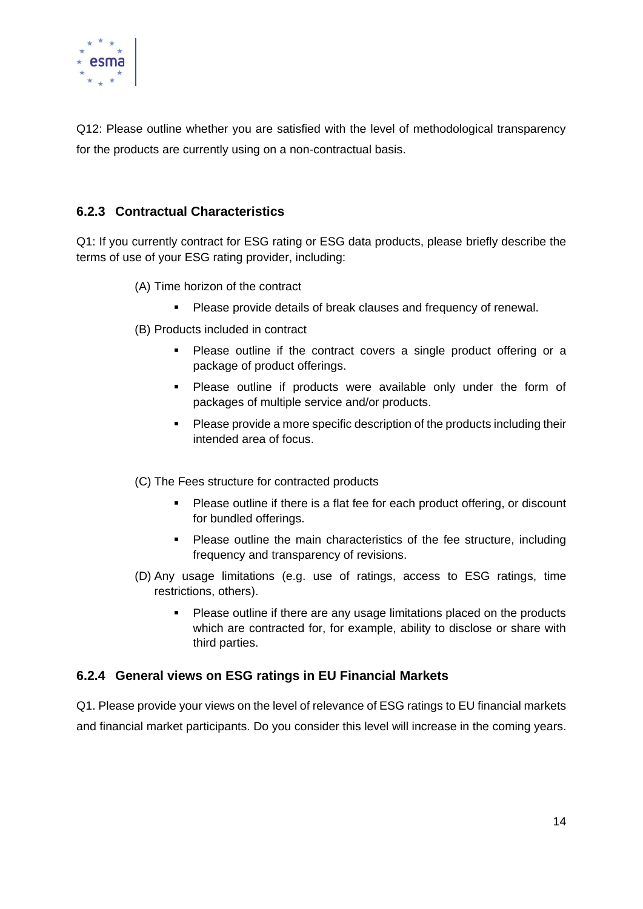Q12: Please outline whether you are satisfied with the level of methodological transparency for the products are currently using on a non-contractual basis.

### 6.2.3 Contractual Characteristics

Q1: If you currently contract for ESG rating or ESG data products, please briefly describe the terms of use of your ESG rating provider, including:

(A) Time horizon of the contract

- Please provide details of break clauses and frequency of renewal.

(B) Products included in contract

- Please outline if the contract covers a single product offering or a package of product offerings.
- Please outline if products were available only under the form of packages of multiple service and/or products.
- Please provide a more specific description of the products including their intended area of focus.

(C) The Fees structure for contracted products

- Please outline if there is a flat fee for each product offering, or discount for bundled offerings.
- Please outline the main characteristics of the fee structure, including frequency and transparency of revisions.

(D) Any usage limitations (e.g. use of ratings, access to ESG ratings, time restrictions, others).

- Please outline if there are any usage limitations placed on the products which are contracted for, for example, ability to disclose or share with third parties.

### 6.2.4 General views on ESG ratings in EU Financial Markets

Q1. Please provide your views on the level of relevance of ESG ratings to EU financial markets and financial market participants. Do you consider this level will increase in the coming years.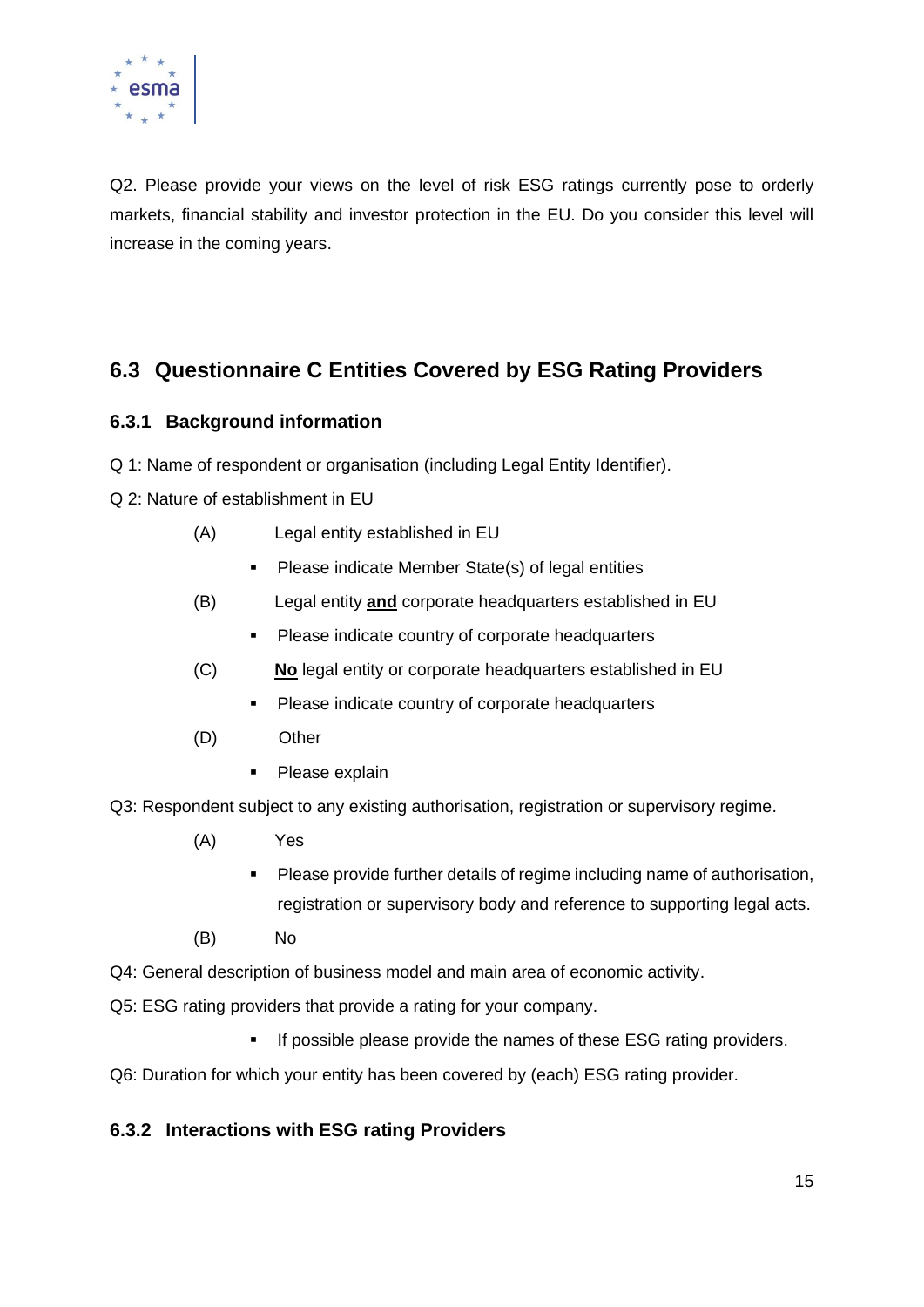Q2. Please provide your views on the level of risk ESG ratings currently pose to orderly markets, financial stability and investor protection in the EU. Do you consider this level will increase in the coming years.

## 6.3 Questionnaire C Entities Covered by ESG Rating Providers

### 6.3.1 Background information

Q 1: Name of respondent or organisation (including Legal Entity Identifier).

Q 2: Nature of establishment in EU

(A) Legal entity established in EU

- Please indicate Member State(s) of legal entities

(B) Legal entity **and** corporate headquarters established in EU

- Please indicate country of corporate headquarters

(C) **No** legal entity or corporate headquarters established in EU

- Please indicate country of corporate headquarters

(D) Other

- Please explain

Q3: Respondent subject to any existing authorisation, registration or supervisory regime.

(A) Yes

- Please provide further details of regime including name of authorisation, registration or supervisory body and reference to supporting legal acts.

(B) No

Q4: General description of business model and main area of economic activity.

Q5: ESG rating providers that provide a rating for your company.

- If possible please provide the names of these ESG rating providers.

Q6: Duration for which your entity has been covered by (each) ESG rating provider.

### 6.3.2 Interactions with ESG rating Providers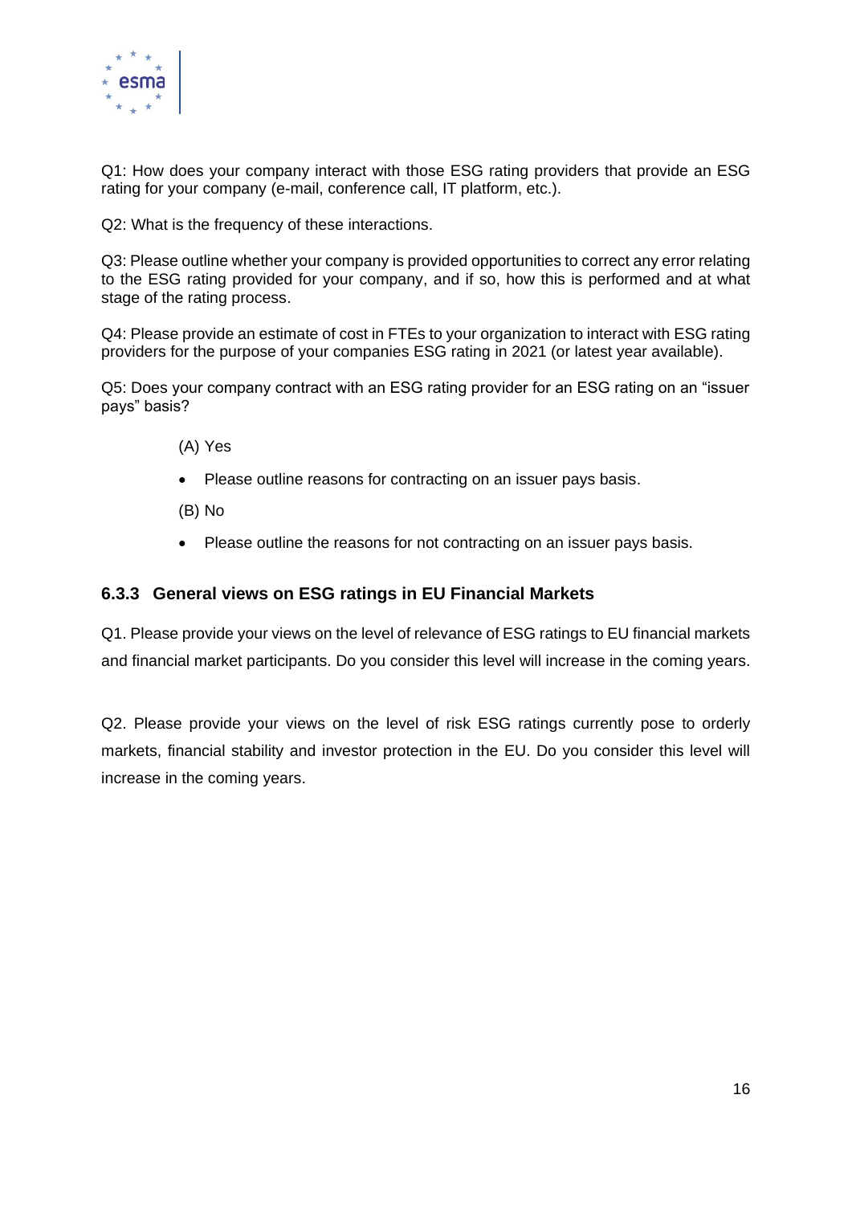Q1: How does your company interact with those ESG rating providers that provide an ESG rating for your company (e-mail, conference call, IT platform, etc.).

Q2: What is the frequency of these interactions.

Q3: Please outline whether your company is provided opportunities to correct any error relating to the ESG rating provided for your company, and if so, how this is performed and at what stage of the rating process.

Q4: Please provide an estimate of cost in FTEs to your organization to interact with ESG rating providers for the purpose of your companies ESG rating in 2021 (or latest year available).

Q5: Does your company contract with an ESG rating provider for an ESG rating on an "issuer pays" basis?

(A) Yes

- Please outline reasons for contracting on an issuer pays basis.

(B) No

- Please outline the reasons for not contracting on an issuer pays basis.

### 6.3.3 General views on ESG ratings in EU Financial Markets

Q1. Please provide your views on the level of relevance of ESG ratings to EU financial markets and financial market participants. Do you consider this level will increase in the coming years.

Q2. Please provide your views on the level of risk ESG ratings currently pose to orderly markets, financial stability and investor protection in the EU. Do you consider this level will increase in the coming years.